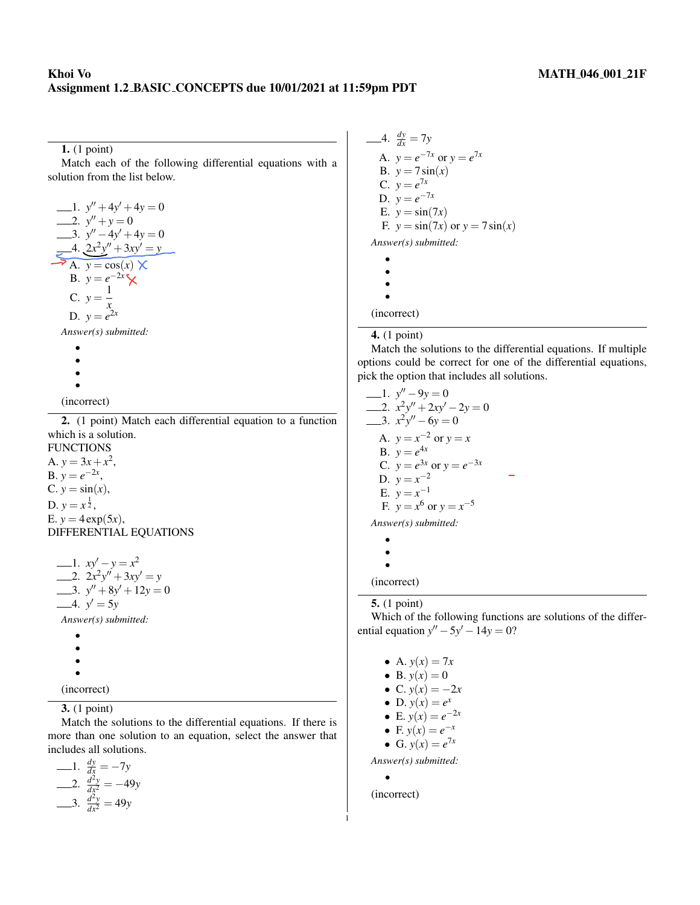**Khoi Vo** **MATH_046_001_21F**

**Assignment 1.2_BASIC_CONCEPTS due 10/01/2021 at 11:59pm PDT**

---

**1.** (1 point)

Match each of the following differential equations with a solution from the list below.

___1. $y'' + 4y' + 4y = 0$
___2. $y'' + y = 0$
___3. $y'' - 4y' + 4y = 0$
___4. $2x^2y'' + 3xy' = y$

A. $y = \cos(x)$
B. $y = e^{-2x}$
C. $y = \dfrac{1}{x}$
D. $y = e^{2x}$

*Answer(s) submitted:*

-
-
-
-

(incorrect)

---

**2.** (1 point) Match each differential equation to a function which is a solution.

FUNCTIONS
A. $y = 3x + x^2$,
B. $y = e^{-2x}$,
C. $y = \sin(x)$,
D. $y = x^{\frac{1}{2}}$,
E. $y = 4\exp(5x)$,
DIFFERENTIAL EQUATIONS

___1. $xy' - y = x^2$
___2. $2x^2y'' + 3xy' = y$
___3. $y'' + 8y' + 12y = 0$
___4. $y' = 5y$

*Answer(s) submitted:*

-
-
-
-

(incorrect)

---

**3.** (1 point)

Match the solutions to the differential equations. If there is more than one solution to an equation, select the answer that includes all solutions.

___1. $\frac{dy}{dx} = -7y$
___2. $\frac{d^2y}{dx^2} = -49y$
___3. $\frac{d^2y}{dx^2} = 49y$
___4. $\frac{dy}{dx} = 7y$

A. $y = e^{-7x}$ or $y = e^{7x}$
B. $y = 7\sin(x)$
C. $y = e^{7x}$
D. $y = e^{-7x}$
E. $y = \sin(7x)$
F. $y = \sin(7x)$ or $y = 7\sin(x)$

*Answer(s) submitted:*

-
-
-
-

(incorrect)

---

**4.** (1 point)

Match the solutions to the differential equations. If multiple options could be correct for one of the differential equations, pick the option that includes all solutions.

___1. $y'' - 9y = 0$
___2. $x^2y'' + 2xy' - 2y = 0$
___3. $x^2y'' - 6y = 0$

A. $y = x^{-2}$ or $y = x$
B. $y = e^{4x}$
C. $y = e^{3x}$ or $y = e^{-3x}$
D. $y = x^{-2}$
E. $y = x^{-1}$
F. $y = x^6$ or $y = x^{-5}$

*Answer(s) submitted:*

-
-
-

(incorrect)

---

**5.** (1 point)

Which of the following functions are solutions of the differential equation $y'' - 5y' - 14y = 0$?

- A. $y(x) = 7x$
- B. $y(x) = 0$
- C. $y(x) = -2x$
- D. $y(x) = e^x$
- E. $y(x) = e^{-2x}$
- F. $y(x) = e^{-x}$
- G. $y(x) = e^{7x}$

*Answer(s) submitted:*

-

(incorrect)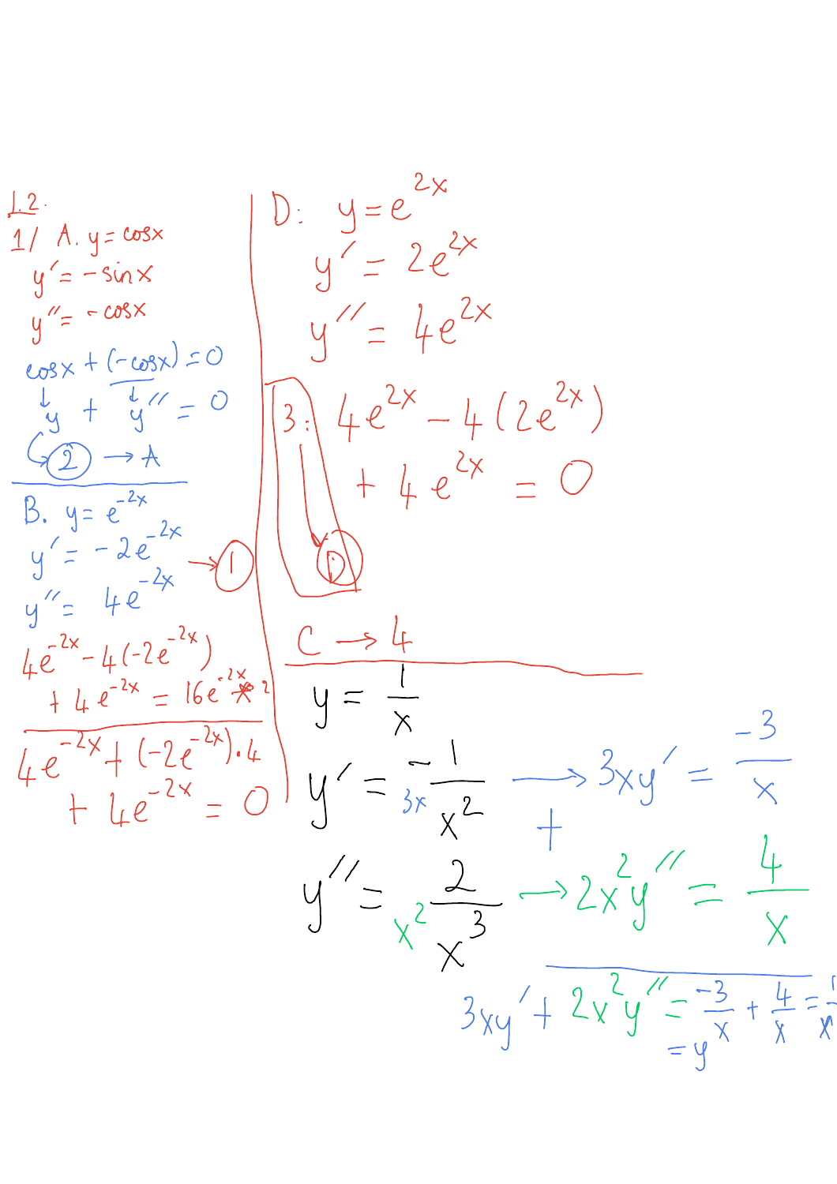1.2.

1/ A. $y = \cos x$

$y' = -\sin x$

$y'' = -\cos x$

$\cos x + (-\cos x) = 0$

$y + y'' = 0$

(2) → A

---

B. $y = e^{-2x}$

$y' = -2e^{-2x}$ → (1)

$y'' = 4e^{-2x}$

$4e^{-2x} - 4(-2e^{-2x}) + 4e^{-2x} = 16e^{-2x}$ ?

---

$4e^{-2x} + (-2e^{-2x}) \cdot 4 + 4e^{-2x} = 0$

D: $y = e^{2x}$

$y' = 2e^{2x}$

$y'' = 4e^{2x}$

3: $4e^{2x} - 4(2e^{2x}) + 4e^{2x} = 0$

→ D

C → 4

---

$y = \frac{1}{x}$

$y' = \frac{-1}{x^2}$ (× $3x$) → $3xy' = \frac{-3}{x}$

+

$y'' = \frac{2}{x^3}$ (× $x^2$) → $2x^2y'' = \frac{4}{x}$

---

$3xy' + 2x^2y'' = \frac{-3}{x} + \frac{4}{x} = \frac{1}{x}$

$= y$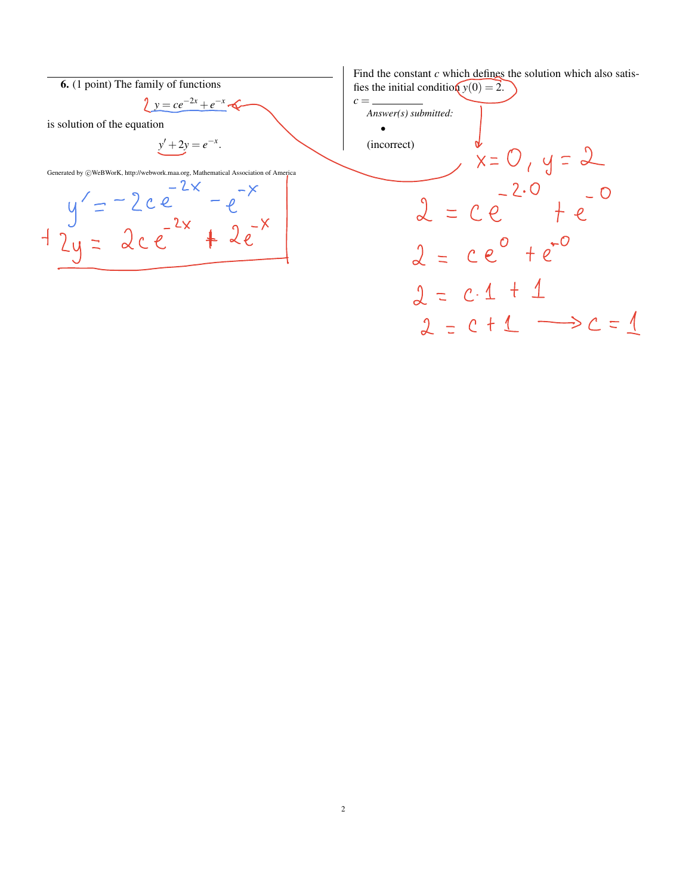**6.** (1 point) The family of functions

$$y = ce^{-2x} + e^{-x}$$

is solution of the equation

$$y' + 2y = e^{-x}.$$

Find the constant $c$ which defines the solution which also satisfies the initial condition $y(0) = 2$.

$c =$ \_\_\_\_\_\_\_\_

*Answer(s) submitted:*

- 

(incorrect)

Generated by ©WeBWorK, http://webwork.maa.org, Mathematical Association of America

$$y' = -2ce^{-2x} - e^{-x}$$

$$+2y = 2ce^{-2x} + 2e^{-x}$$

$$x = 0,\ y = 2$$

$$2 = ce^{-2\cdot 0} + e^{-0}$$

$$2 = ce^{0} + e^{-0}$$

$$2 = c \cdot 1 + 1$$

$$2 = c + 1 \longrightarrow c = 1$$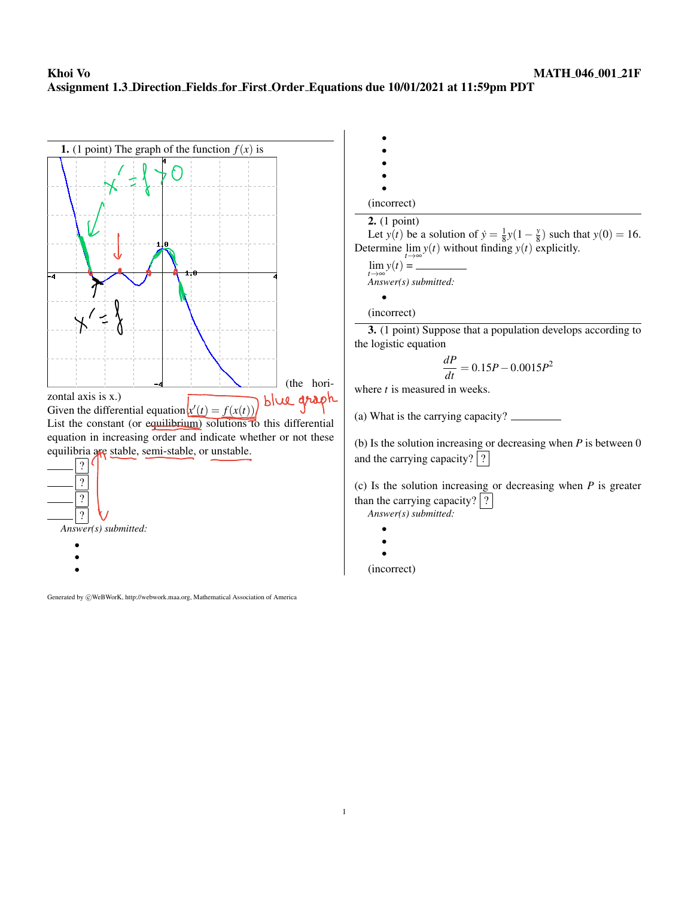Khoi Vo MATH_046_001_21F

Assignment 1.3_Direction_Fields_for_First_Order_Equations due 10/01/2021 at 11:59pm PDT

**1.** (1 point) The graph of the function $f(x)$ is

(the horizontal axis is x.)

Given the differential equation $x'(t) = f(x(t))$.

List the constant (or equilibrium) solutions to this differential equation in increasing order and indicate whether or not these equilibria are stable, semi-stable, or unstable.

_____ ?

_____ ?

_____ ?

_____ ?

*Answer(s) submitted:*

- 
- 
- 
- 
- 
- 
- 
- 

(incorrect)

**2.** (1 point)

Let $y(t)$ be a solution of $\dot{y} = \frac{1}{8}y(1 - \frac{y}{8})$ such that $y(0) = 16$. Determine $\lim_{t\to\infty} y(t)$ without finding $y(t)$ explicitly.

$\lim_{t\to\infty} y(t) =$ _________

*Answer(s) submitted:*

- 

(incorrect)

**3.** (1 point) Suppose that a population develops according to the logistic equation

$$\frac{dP}{dt} = 0.15P - 0.0015P^2$$

where $t$ is measured in weeks.

(a) What is the carrying capacity? _________

(b) Is the solution increasing or decreasing when $P$ is between 0 and the carrying capacity? ?

(c) Is the solution increasing or decreasing when $P$ is greater than the carrying capacity? ?

*Answer(s) submitted:*

- 
- 
- 

(incorrect)

Generated by ©WeBWorK, http://webwork.maa.org, Mathematical Association of America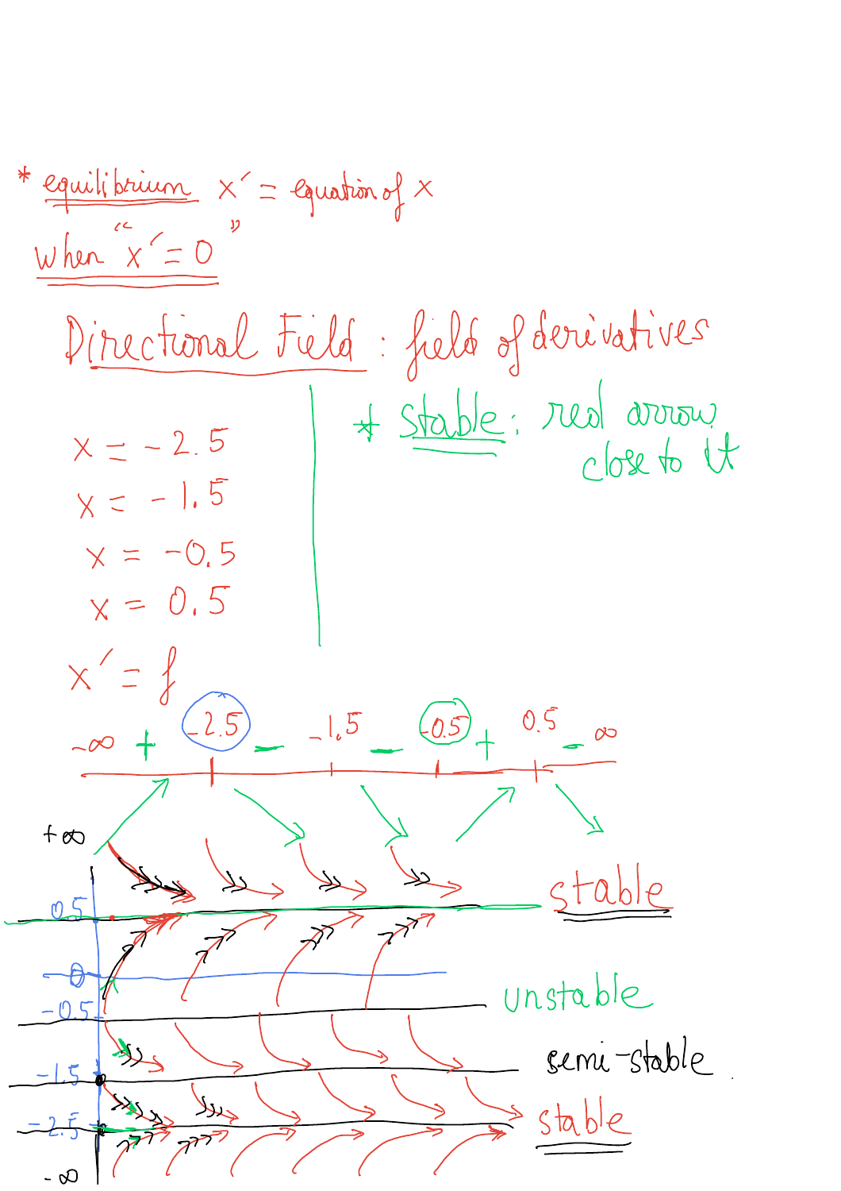* <u>equilibrium</u> $x' =$ equation of $x$

<u>when "$x' = 0$"</u>

<u>Directional Field</u> : field of derivatives

$x = -2.5$

$x = -1.5$

$x = -0.5$

$x = 0.5$

* <u>Stable</u>: real arrow close to it

$x' = f$

$-\infty$ + $-2.5$ − $-1.5$ − $-0.5$ + $0.5$ − $\infty$

$+\infty$

0.5

0

-0.5

-1.5

-2.5

$-\infty$

stable

unstable

semi-stable

stable